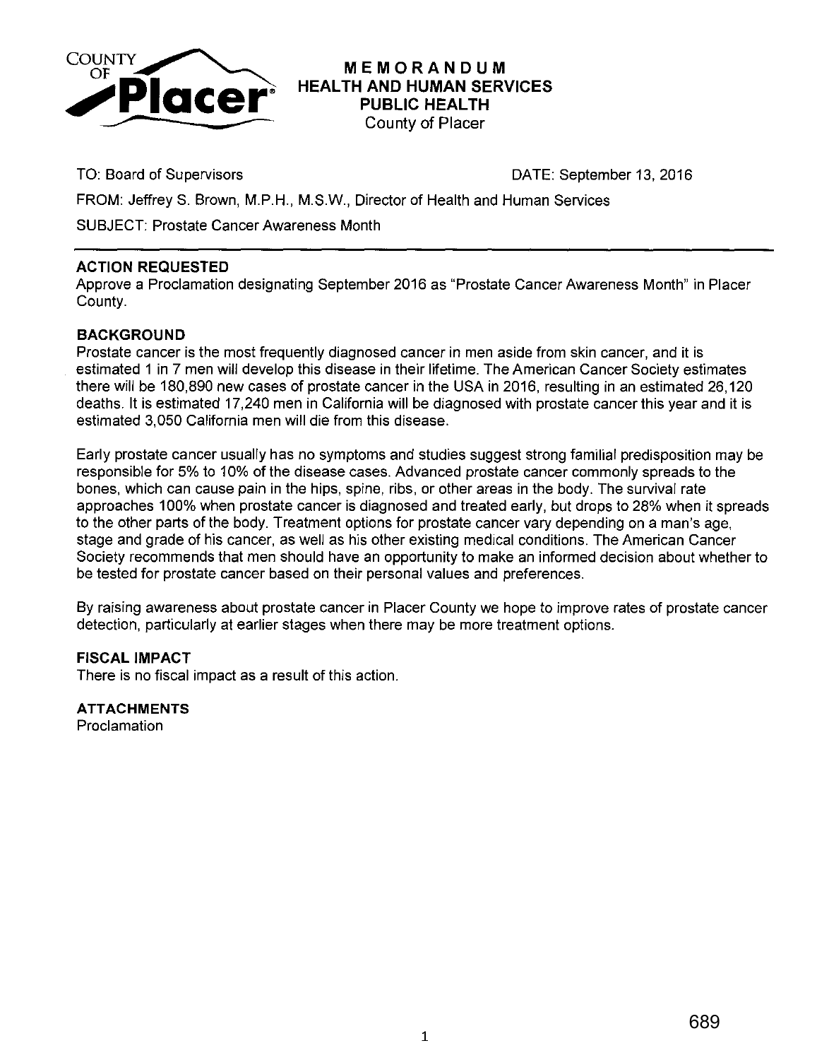# MEMORANDUM
## HEALTH AND HUMAN SERVICES
## PUBLIC HEALTH
County of Placer

TO: Board of Supervisors

DATE: September 13, 2016

FROM: Jeffrey S. Brown, M.P.H., M.S.W., Director of Health and Human Services

SUBJECT: Prostate Cancer Awareness Month

---

**ACTION REQUESTED**

Approve a Proclamation designating September 2016 as "Prostate Cancer Awareness Month" in Placer County.

**BACKGROUND**

Prostate cancer is the most frequently diagnosed cancer in men aside from skin cancer, and it is estimated 1 in 7 men will develop this disease in their lifetime. The American Cancer Society estimates there will be 180,890 new cases of prostate cancer in the USA in 2016, resulting in an estimated 26,120 deaths. It is estimated 17,240 men in California will be diagnosed with prostate cancer this year and it is estimated 3,050 California men will die from this disease.

Early prostate cancer usually has no symptoms and studies suggest strong familial predisposition may be responsible for 5% to 10% of the disease cases. Advanced prostate cancer commonly spreads to the bones, which can cause pain in the hips, spine, ribs, or other areas in the body. The survival rate approaches 100% when prostate cancer is diagnosed and treated early, but drops to 28% when it spreads to the other parts of the body. Treatment options for prostate cancer vary depending on a man's age, stage and grade of his cancer, as well as his other existing medical conditions. The American Cancer Society recommends that men should have an opportunity to make an informed decision about whether to be tested for prostate cancer based on their personal values and preferences.

By raising awareness about prostate cancer in Placer County we hope to improve rates of prostate cancer detection, particularly at earlier stages when there may be more treatment options.

**FISCAL IMPACT**

There is no fiscal impact as a result of this action.

**ATTACHMENTS**

Proclamation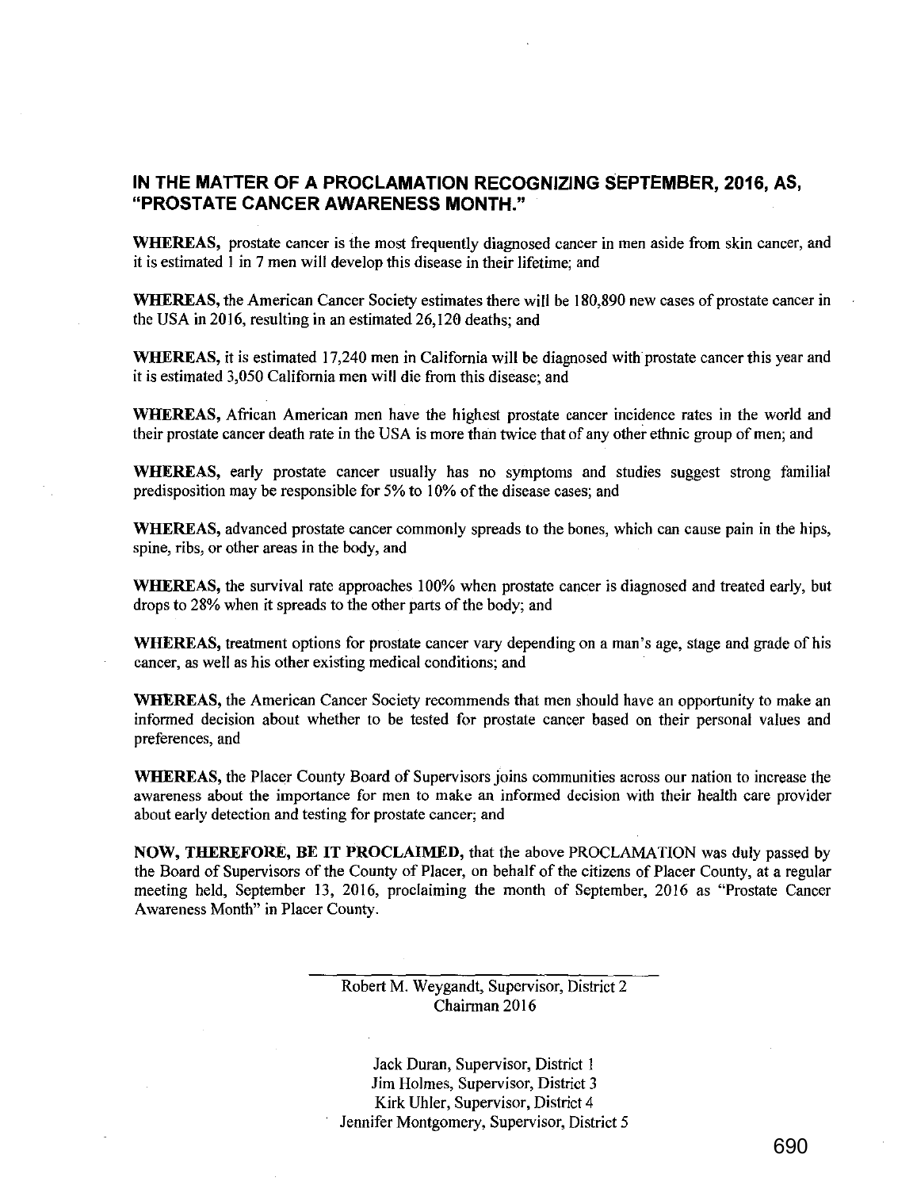## IN THE MATTER OF A PROCLAMATION RECOGNIZING SEPTEMBER, 2016, AS, "PROSTATE CANCER AWARENESS MONTH."

**WHEREAS,** prostate cancer is the most frequently diagnosed cancer in men aside from skin cancer, and it is estimated 1 in 7 men will develop this disease in their lifetime; and

**WHEREAS,** the American Cancer Society estimates there will be 180,890 new cases of prostate cancer in the USA in 2016, resulting in an estimated 26,120 deaths; and

**WHEREAS,** it is estimated 17,240 men in California will be diagnosed with prostate cancer this year and it is estimated 3,050 California men will die from this disease; and

**WHEREAS,** African American men have the highest prostate cancer incidence rates in the world and their prostate cancer death rate in the USA is more than twice that of any other ethnic group of men; and

**WHEREAS,** early prostate cancer usually has no symptoms and studies suggest strong familial predisposition may be responsible for 5% to 10% of the disease cases; and

**WHEREAS,** advanced prostate cancer commonly spreads to the bones, which can cause pain in the hips, spine, ribs, or other areas in the body, and

**WHEREAS,** the survival rate approaches 100% when prostate cancer is diagnosed and treated early, but drops to 28% when it spreads to the other parts of the body; and

**WHEREAS,** treatment options for prostate cancer vary depending on a man's age, stage and grade of his cancer, as well as his other existing medical conditions; and

**WHEREAS,** the American Cancer Society recommends that men should have an opportunity to make an informed decision about whether to be tested for prostate cancer based on their personal values and preferences, and

**WHEREAS,** the Placer County Board of Supervisors joins communities across our nation to increase the awareness about the importance for men to make an informed decision with their health care provider about early detection and testing for prostate cancer; and

**NOW, THEREFORE, BE IT PROCLAIMED,** that the above PROCLAMATION was duly passed by the Board of Supervisors of the County of Placer, on behalf of the citizens of Placer County, at a regular meeting held, September 13, 2016, proclaiming the month of September, 2016 as "Prostate Cancer Awareness Month" in Placer County.

Robert M. Weygandt, Supervisor, District 2
Chairman 2016

Jack Duran, Supervisor, District 1
Jim Holmes, Supervisor, District 3
Kirk Uhler, Supervisor, District 4
Jennifer Montgomery, Supervisor, District 5